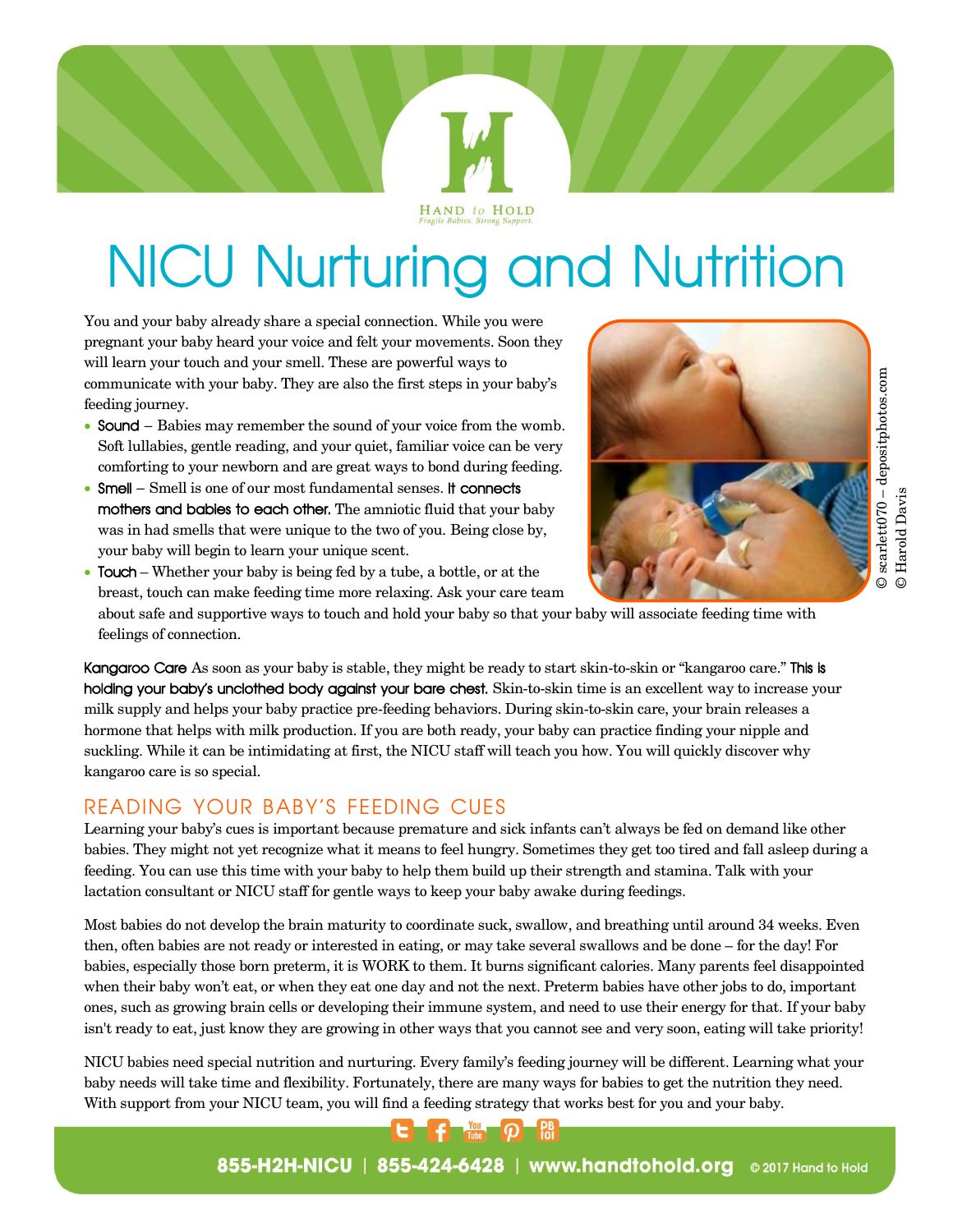HAND to HOLD
*Fragile Babies. Strong Support.*

# NICU Nurturing and Nutrition

You and your baby already share a special connection. While you were pregnant your baby heard your voice and felt your movements. Soon they will learn your touch and your smell. These are powerful ways to communicate with your baby. They are also the first steps in your baby's feeding journey.

- **Sound** – Babies may remember the sound of your voice from the womb. Soft lullabies, gentle reading, and your quiet, familiar voice can be very comforting to your newborn and are great ways to bond during feeding.
- **Smell** – Smell is one of our most fundamental senses. **It connects mothers and babies to each other.** The amniotic fluid that your baby was in had smells that were unique to the two of you. Being close by, your baby will begin to learn your unique scent.
- **Touch** – Whether your baby is being fed by a tube, a bottle, or at the breast, touch can make feeding time more relaxing. Ask your care team about safe and supportive ways to touch and hold your baby so that your baby will associate feeding time with feelings of connection.

© scarlett070 – depositphotos.com
© Harold Davis

**Kangaroo Care** As soon as your baby is stable, they might be ready to start skin-to-skin or "kangaroo care." **This is holding your baby's unclothed body against your bare chest.** Skin-to-skin time is an excellent way to increase your milk supply and helps your baby practice pre-feeding behaviors. During skin-to-skin care, your brain releases a hormone that helps with milk production. If you are both ready, your baby can practice finding your nipple and suckling. While it can be intimidating at first, the NICU staff will teach you how. You will quickly discover why kangaroo care is so special.

## READING YOUR BABY'S FEEDING CUES

Learning your baby's cues is important because premature and sick infants can't always be fed on demand like other babies. They might not yet recognize what it means to feel hungry. Sometimes they get too tired and fall asleep during a feeding. You can use this time with your baby to help them build up their strength and stamina. Talk with your lactation consultant or NICU staff for gentle ways to keep your baby awake during feedings.

Most babies do not develop the brain maturity to coordinate suck, swallow, and breathing until around 34 weeks. Even then, often babies are not ready or interested in eating, or may take several swallows and be done – for the day! For babies, especially those born preterm, it is WORK to them. It burns significant calories. Many parents feel disappointed when their baby won't eat, or when they eat one day and not the next. Preterm babies have other jobs to do, important ones, such as growing brain cells or developing their immune system, and need to use their energy for that. If your baby isn't ready to eat, just know they are growing in other ways that you cannot see and very soon, eating will take priority!

NICU babies need special nutrition and nurturing. Every family's feeding journey will be different. Learning what your baby needs will take time and flexibility. Fortunately, there are many ways for babies to get the nutrition they need. With support from your NICU team, you will find a feeding strategy that works best for you and your baby.

**855-H2H-NICU | 855-424-6428 | www.handtohold.org** © 2017 Hand to Hold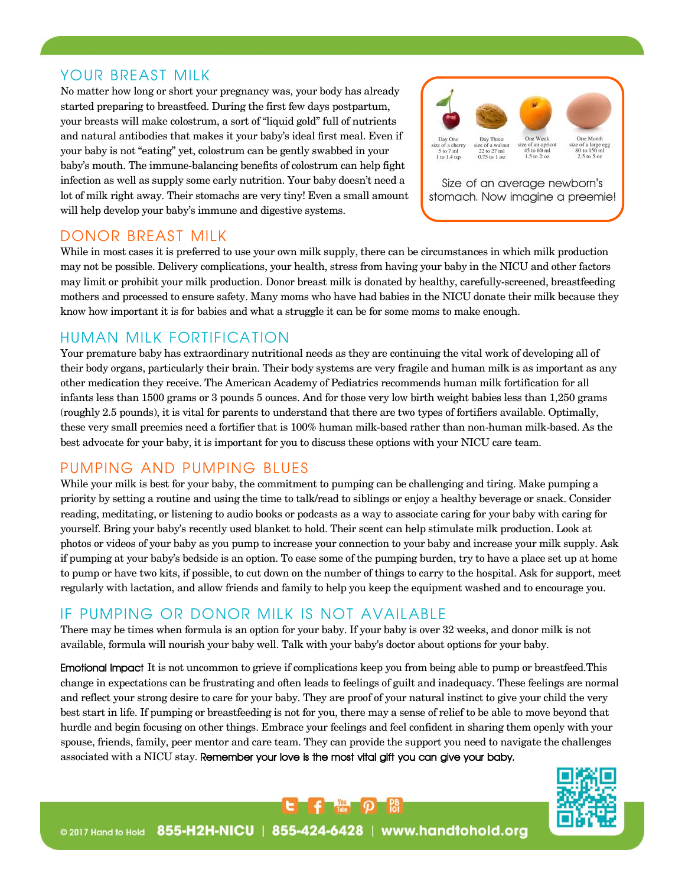## YOUR BREAST MILK

No matter how long or short your pregnancy was, your body has already started preparing to breastfeed. During the first few days postpartum, your breasts will make colostrum, a sort of "liquid gold" full of nutrients and natural antibodies that makes it your baby's ideal first meal. Even if your baby is not "eating" yet, colostrum can be gently swabbed in your baby's mouth. The immune-balancing benefits of colostrum can help fight infection as well as supply some early nutrition. Your baby doesn't need a lot of milk right away. Their stomachs are very tiny! Even a small amount will help develop your baby's immune and digestive systems.

Day One
size of a cherry
5 to 7 ml
1 to 1.4 tsp

Day Three
size of a walnut
22 to 27 ml
0.75 to 1 oz

One Week
size of an apricot
45 to 60 ml
1.5 to 2 oz

One Month
size of a large egg
80 to 150 ml
2.5 to 5 oz

Size of an average newborn's stomach. Now imagine a preemie!

## DONOR BREAST MILK

While in most cases it is preferred to use your own milk supply, there can be circumstances in which milk production may not be possible. Delivery complications, your health, stress from having your baby in the NICU and other factors may limit or prohibit your milk production. Donor breast milk is donated by healthy, carefully-screened, breastfeeding mothers and processed to ensure safety. Many moms who have had babies in the NICU donate their milk because they know how important it is for babies and what a struggle it can be for some moms to make enough.

## HUMAN MILK FORTIFICATION

Your premature baby has extraordinary nutritional needs as they are continuing the vital work of developing all of their body organs, particularly their brain. Their body systems are very fragile and human milk is as important as any other medication they receive. The American Academy of Pediatrics recommends human milk fortification for all infants less than 1500 grams or 3 pounds 5 ounces. And for those very low birth weight babies less than 1,250 grams (roughly 2.5 pounds), it is vital for parents to understand that there are two types of fortifiers available. Optimally, these very small preemies need a fortifier that is 100% human milk-based rather than non-human milk-based. As the best advocate for your baby, it is important for you to discuss these options with your NICU care team.

## PUMPING AND PUMPING BLUES

While your milk is best for your baby, the commitment to pumping can be challenging and tiring. Make pumping a priority by setting a routine and using the time to talk/read to siblings or enjoy a healthy beverage or snack. Consider reading, meditating, or listening to audio books or podcasts as a way to associate caring for your baby with caring for yourself. Bring your baby's recently used blanket to hold. Their scent can help stimulate milk production. Look at photos or videos of your baby as you pump to increase your connection to your baby and increase your milk supply. Ask if pumping at your baby's bedside is an option. To ease some of the pumping burden, try to have a place set up at home to pump or have two kits, if possible, to cut down on the number of things to carry to the hospital. Ask for support, meet regularly with lactation, and allow friends and family to help you keep the equipment washed and to encourage you.

## IF PUMPING OR DONOR MILK IS NOT AVAILABLE

There may be times when formula is an option for your baby. If your baby is over 32 weeks, and donor milk is not available, formula will nourish your baby well. Talk with your baby's doctor about options for your baby.

**Emotional Impact** It is not uncommon to grieve if complications keep you from being able to pump or breastfeed.This change in expectations can be frustrating and often leads to feelings of guilt and inadequacy. These feelings are normal and reflect your strong desire to care for your baby. They are proof of your natural instinct to give your child the very best start in life. If pumping or breastfeeding is not for you, there may a sense of relief to be able to move beyond that hurdle and begin focusing on other things. Embrace your feelings and feel confident in sharing them openly with your spouse, friends, family, peer mentor and care team. They can provide the support you need to navigate the challenges associated with a NICU stay. **Remember your love is the most vital gift you can give your baby.**

© 2017 Hand to Hold **855-H2H-NICU | 855-424-6428 | www.handtohold.org**